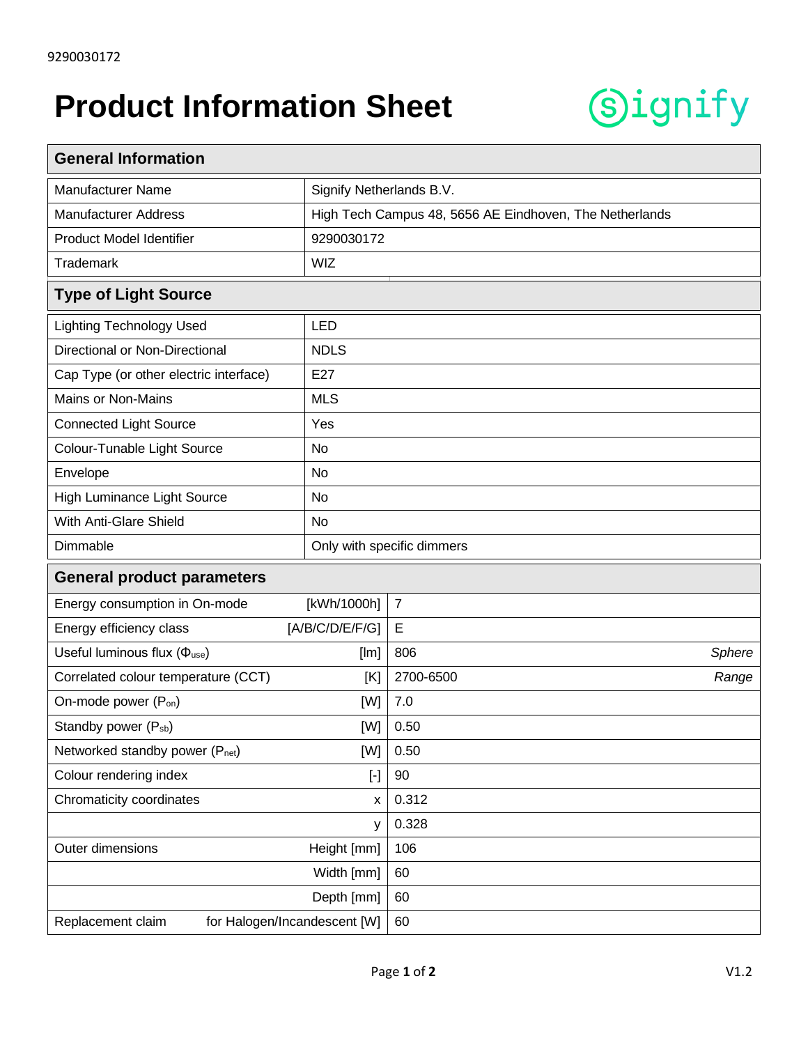9290030172

# Product Information Sheet

## General Information

| | |
|---|---|
| Manufacturer Name | Signify Netherlands B.V. |
| Manufacturer Address | High Tech Campus 48, 5656 AE Eindhoven, The Netherlands |
| Product Model Identifier | 9290030172 |
| Trademark | WIZ |

## Type of Light Source

| | |
|---|---|
| Lighting Technology Used | LED |
| Directional or Non-Directional | NDLS |
| Cap Type (or other electric interface) | E27 |
| Mains or Non-Mains | MLS |
| Connected Light Source | Yes |
| Colour-Tunable Light Source | No |
| Envelope | No |
| High Luminance Light Source | No |
| With Anti-Glare Shield | No |
| Dimmable | Only with specific dimmers |

## General product parameters

| | | | |
|---|---|---|---|
| Energy consumption in On-mode | [kWh/1000h] | 7 | |
| Energy efficiency class | [A/B/C/D/E/F/G] | E | |
| Useful luminous flux ($\Phi_{use}$) | [lm] | 806 | *Sphere* |
| Correlated colour temperature (CCT) | [K] | 2700-6500 | *Range* |
| On-mode power ($P_{on}$) | [W] | 7.0 | |
| Standby power ($P_{sb}$) | [W] | 0.50 | |
| Networked standby power ($P_{net}$) | [W] | 0.50 | |
| Colour rendering index | [-] | 90 | |
| Chromaticity coordinates | x | 0.312 | |
| | y | 0.328 | |
| Outer dimensions | Height [mm] | 106 | |
| | Width [mm] | 60 | |
| | Depth [mm] | 60 | |
| Replacement claim | for Halogen/Incandescent [W] | 60 | |

V1.2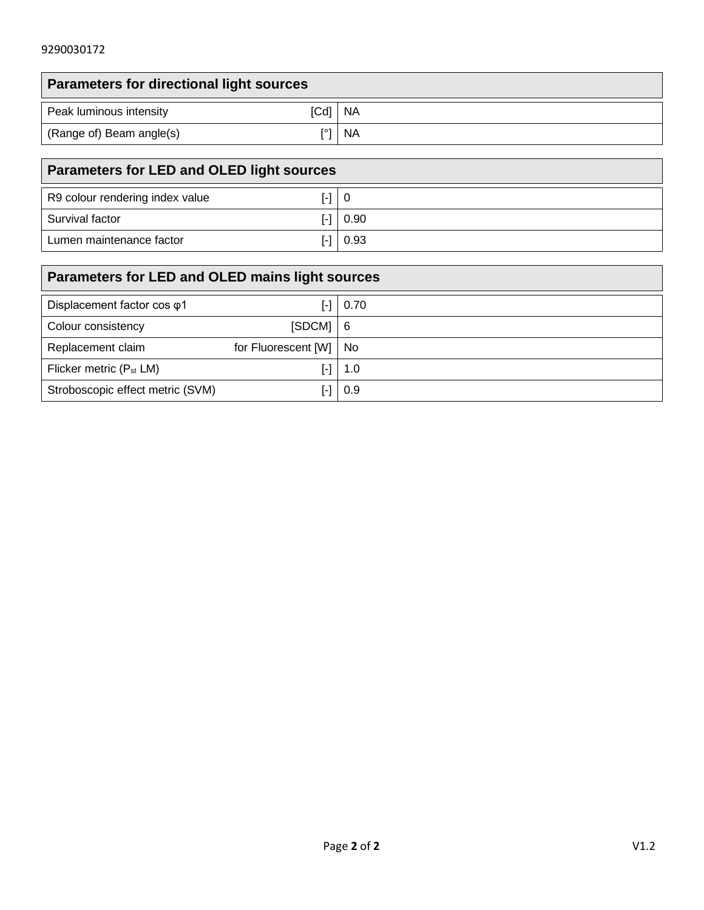9290030172

## Parameters for directional light sources

| | | |
|---|---|---|
| Peak luminous intensity | [Cd] | NA |
| (Range of) Beam angle(s) | [°] | NA |

## Parameters for LED and OLED light sources

| | | |
|---|---|---|
| R9 colour rendering index value | [-] | 0 |
| Survival factor | [-] | 0.90 |
| Lumen maintenance factor | [-] | 0.93 |

## Parameters for LED and OLED mains light sources

| | | |
|---|---|---|
| Displacement factor cos φ1 | [-] | 0.70 |
| Colour consistency | [SDCM] | 6 |
| Replacement claim | for Fluorescent [W] | No |
| Flicker metric ($P_{st}$ LM) | [-] | 1.0 |
| Stroboscopic effect metric (SVM) | [-] | 0.9 |

V1.2